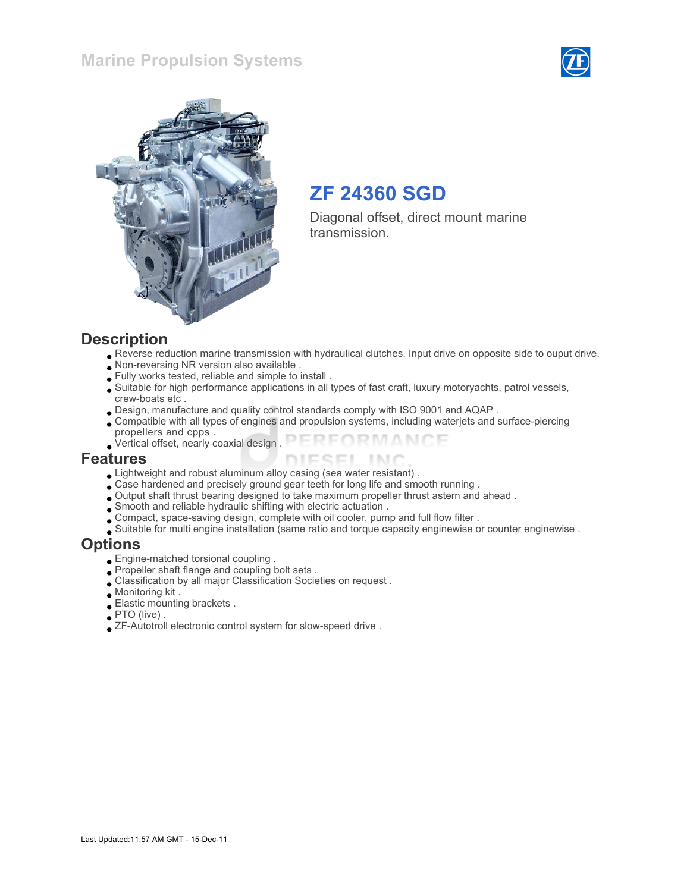# Marine Propulsion Systems

## ZF 24360 SGD

Diagonal offset, direct mount marine transmission.

## Description

- Reverse reduction marine transmission with hydraulical clutches. Input drive on opposite side to ouput drive.
- Non-reversing NR version also available .
- Fully works tested, reliable and simple to install .
- Suitable for high performance applications in all types of fast craft, luxury motoryachts, patrol vessels, crew-boats etc .
- Design, manufacture and quality control standards comply with ISO 9001 and AQAP .
- Compatible with all types of engines and propulsion systems, including waterjets and surface-piercing propellers and cpps .
- Vertical offset, nearly coaxial design .

## Features

- Lightweight and robust aluminum alloy casing (sea water resistant) .
- Case hardened and precisely ground gear teeth for long life and smooth running .
- Output shaft thrust bearing designed to take maximum propeller thrust astern and ahead .
- Smooth and reliable hydraulic shifting with electric actuation .
- Compact, space-saving design, complete with oil cooler, pump and full flow filter .
- Suitable for multi engine installation (same ratio and torque capacity enginewise or counter enginewise .

## Options

- Engine-matched torsional coupling .
- Propeller shaft flange and coupling bolt sets .
- Classification by all major Classification Societies on request .
- Monitoring kit .
- Elastic mounting brackets .
- PTO (live) .
- ZF-Autotroll electronic control system for slow-speed drive .

Last Updated:11:57 AM GMT - 15-Dec-11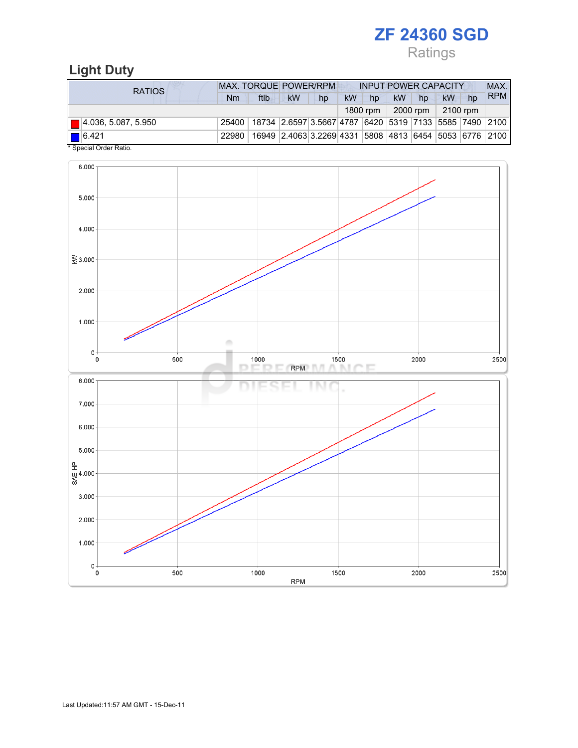# ZF 24360 SGD

Ratings

## Light Duty

| RATIOS | MAX. TORQUE | | POWER/RPM | | INPUT POWER CAPACITY | | | | | | MAX. RPM |
|---|---|---|---|---|---|---|---|---|---|---|---|
| | Nm | ftlb | kW | hp | kW | hp | kW | hp | kW | hp | |
| | | | | | 1800 rpm | | 2000 rpm | | 2100 rpm | | |
| 4.036, 5.087, 5.950 | 25400 | 18734 | 2.6597 | 3.5667 | 4787 | 6420 | 5319 | 7133 | 5585 | 7490 | 2100 |
| 6.421 | 22980 | 16949 | 2.4063 | 3.2269 | 4331 | 5808 | 4813 | 6454 | 5053 | 6776 | 2100 |

* Special Order Ratio.

Last Updated:11:57 AM GMT - 15-Dec-11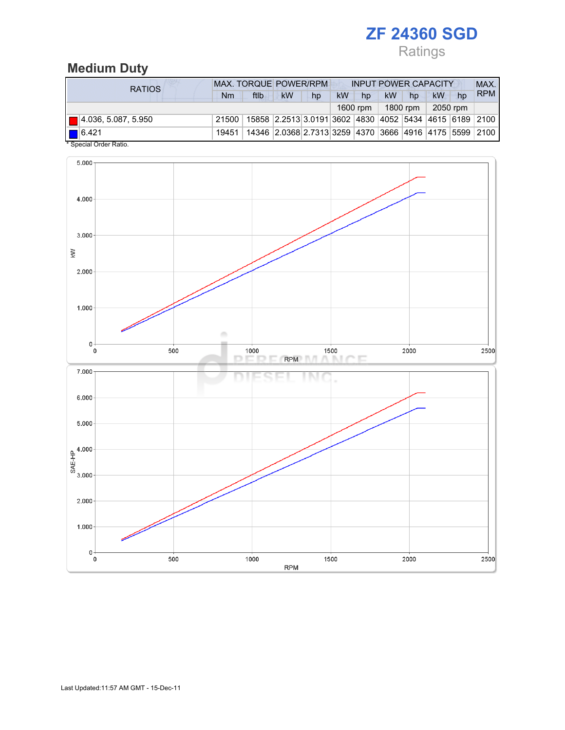# ZF 24360 SGD

Ratings

## Medium Duty

| RATIOS | MAX. TORQUE | | POWER/RPM | | INPUT POWER CAPACITY | | | | | | MAX. RPM |
|---|---|---|---|---|---|---|---|---|---|---|---|
| | Nm | ftlb | kW | hp | kW | hp | kW | hp | kW | hp | |
| | | | | | 1600 rpm | | 1800 rpm | | 2050 rpm | | |
| 4.036, 5.087, 5.950 | 21500 | 15858 | 2.2513 | 3.0191 | 3602 | 4830 | 4052 | 5434 | 4615 | 6189 | 2100 |
| 6.421 | 19451 | 14346 | 2.0368 | 2.7313 | 3259 | 4370 | 3666 | 4916 | 4175 | 5599 | 2100 |

\* Special Order Ratio.

Last Updated:11:57 AM GMT - 15-Dec-11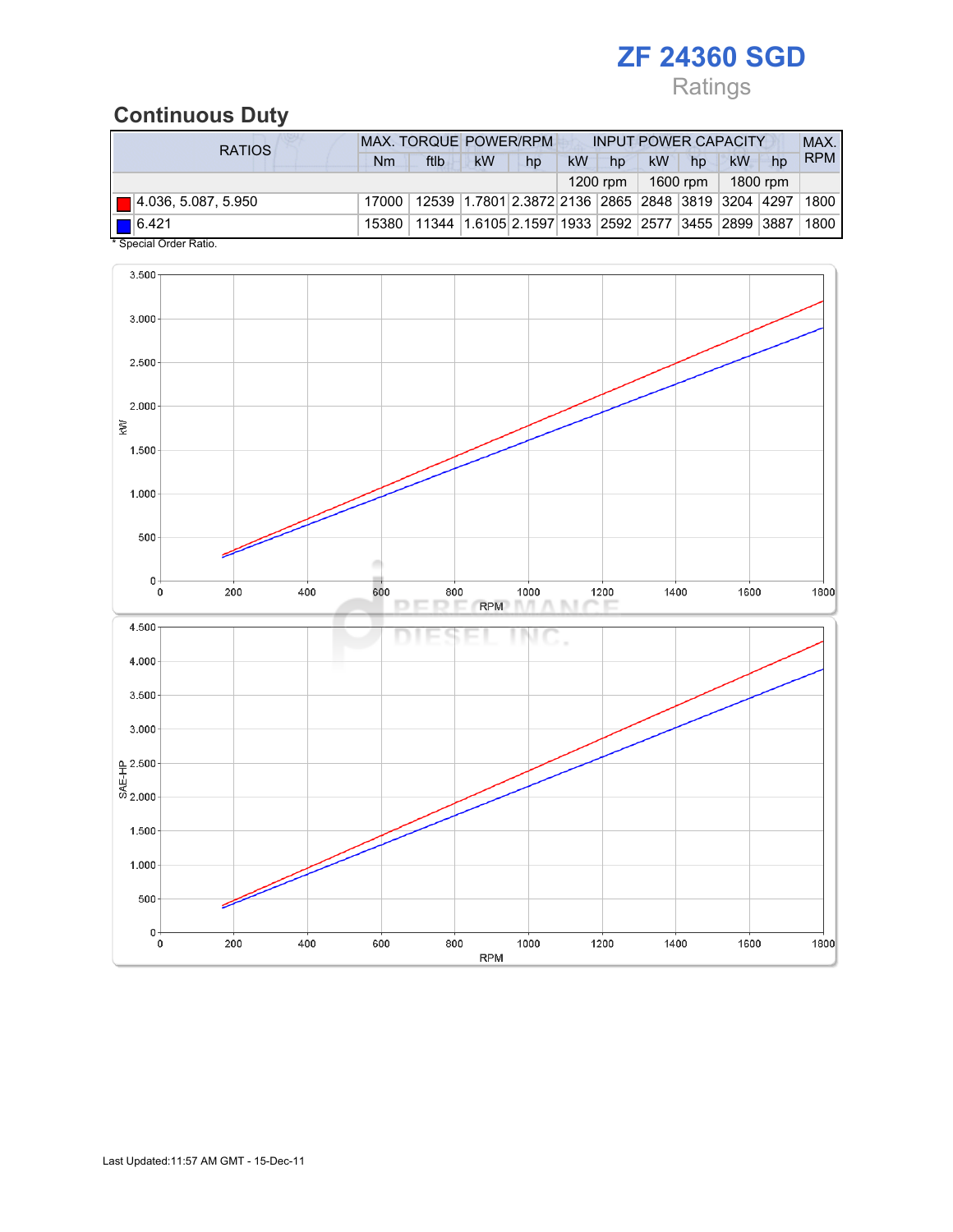# ZF 24360 SGD

Ratings

## Continuous Duty

| RATIOS | MAX. TORQUE | | POWER/RPM | | INPUT POWER CAPACITY | | | | | | MAX. RPM |
|---|---|---|---|---|---|---|---|---|---|---|---|
| | Nm | ftlb | kW | hp | kW | hp | kW | hp | kW | hp | |
| | | | | | 1200 rpm | | 1600 rpm | | 1800 rpm | | |
| 4.036, 5.087, 5.950 | 17000 | 12539 | 1.7801 | 2.3872 | 2136 | 2865 | 2848 | 3819 | 3204 | 4297 | 1800 |
| 6.421 | 15380 | 11344 | 1.6105 | 2.1597 | 1933 | 2592 | 2577 | 3455 | 2899 | 3887 | 1800 |

\* Special Order Ratio.

Last Updated:11:57 AM GMT - 15-Dec-11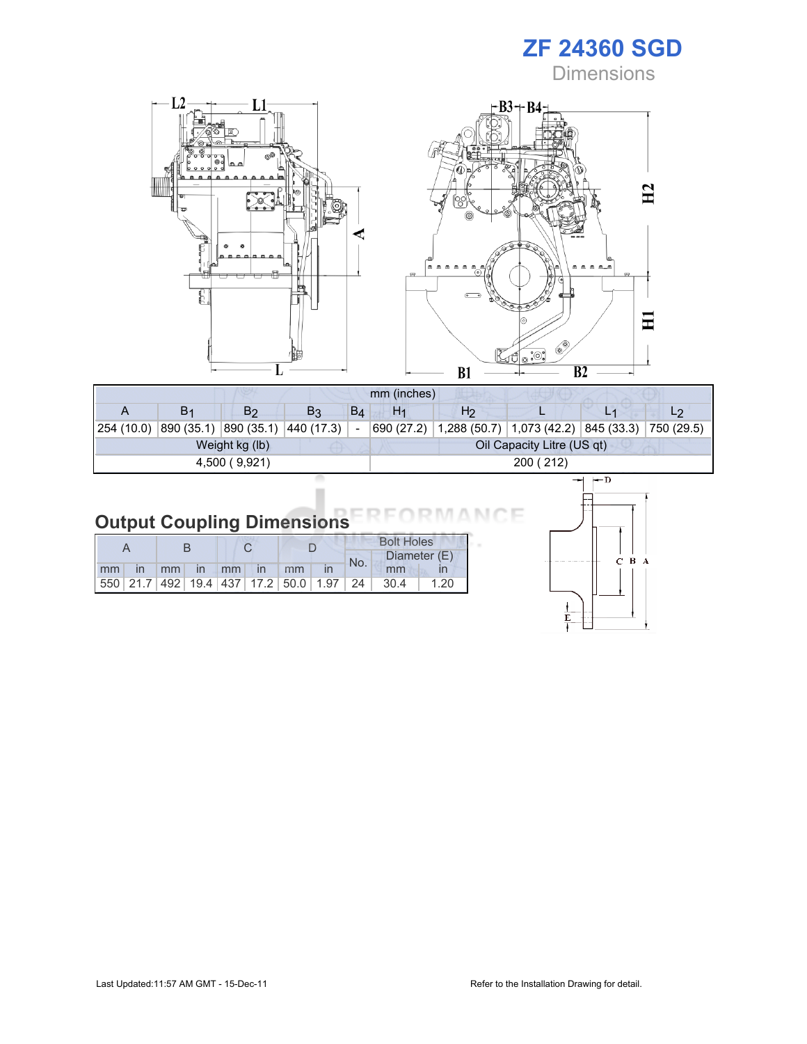# ZF 24360 SGD

Dimensions

| mm (inches) | | | | | | | | | |
|---|---|---|---|---|---|---|---|---|---|
| A | $B_1$ | $B_2$ | $B_3$ | $B_4$ | $H_1$ | $H_2$ | L | $L_1$ | $L_2$ |
| 254 (10.0) | 890 (35.1) | 890 (35.1) | 440 (17.3) | - | 690 (27.2) | 1,288 (50.7) | 1,073 (42.2) | 845 (33.3) | 750 (29.5) |
| Weight kg (lb) | | | | | Oil Capacity Litre (US qt) | | | | |
| 4,500 ( 9,921) | | | | | 200 ( 212) | | | | |

## Output Coupling Dimensions

| A | | B | | C | | D | | Bolt Holes | | |
|---|---|---|---|---|---|---|---|---|---|---|
| | | | | | | | | No. | Diameter (E) | |
| mm | in | mm | in | mm | in | mm | in | | mm | in |
| 550 | 21.7 | 492 | 19.4 | 437 | 17.2 | 50.0 | 1.97 | 24 | 30.4 | 1.20 |

Last Updated:11:57 AM GMT - 15-Dec-11

Refer to the Installation Drawing for detail.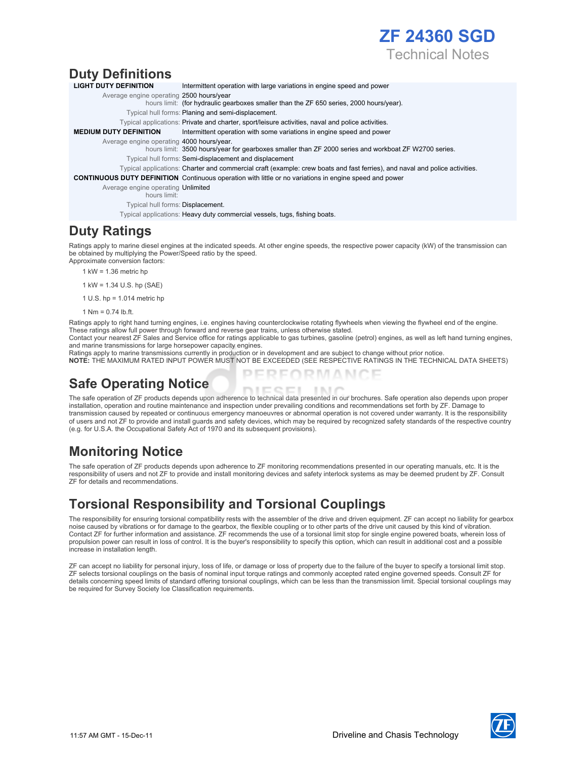# ZF 24360 SGD

Technical Notes

## Duty Definitions

| | |
|---|---|
| **LIGHT DUTY DEFINITION** | Intermittent operation with large variations in engine speed and power |
| Average engine operating hours limit: | 2500 hours/year (for hydraulic gearboxes smaller than the ZF 650 series, 2000 hours/year). |
| Typical hull forms: | Planing and semi-displacement. |
| Typical applications: | Private and charter, sport/leisure activities, naval and police activities. |
| **MEDIUM DUTY DEFINITION** | Intermittent operation with some variations in engine speed and power |
| Average engine operating hours limit: | 4000 hours/year. 3500 hours/year for gearboxes smaller than ZF 2000 series and workboat ZF W2700 series. |
| Typical hull forms: | Semi-displacement and displacement |
| Typical applications: | Charter and commercial craft (example: crew boats and fast ferries), and naval and police activities. |
| **CONTINUOUS DUTY DEFINITION** | Continuous operation with little or no variations in engine speed and power |
| Average engine operating hours limit: | Unlimited |
| Typical hull forms: | Displacement. |
| Typical applications: | Heavy duty commercial vessels, tugs, fishing boats. |

## Duty Ratings

Ratings apply to marine diesel engines at the indicated speeds. At other engine speeds, the respective power capacity (kW) of the transmission can be obtained by multiplying the Power/Speed ratio by the speed.
Approximate conversion factors:

1 kW = 1.36 metric hp

1 kW = 1.34 U.S. hp (SAE)

1 U.S. hp = 1.014 metric hp

1 Nm = 0.74 lb.ft.

Ratings apply to right hand turning engines, i.e. engines having counterclockwise rotating flywheels when viewing the flywheel end of the engine. These ratings allow full power through forward and reverse gear trains, unless otherwise stated.
Contact your nearest ZF Sales and Service office for ratings applicable to gas turbines, gasoline (petrol) engines, as well as left hand turning engines, and marine transmissions for large horsepower capacity engines.
Ratings apply to marine transmissions currently in production or in development and are subject to change without prior notice.
**NOTE:** THE MAXIMUM RATED INPUT POWER MUST NOT BE EXCEEDED (SEE RESPECTIVE RATINGS IN THE TECHNICAL DATA SHEETS)

## Safe Operating Notice

The safe operation of ZF products depends upon adherence to technical data presented in our brochures. Safe operation also depends upon proper installation, operation and routine maintenance and inspection under prevailing conditions and recommendations set forth by ZF. Damage to transmission caused by repeated or continuous emergency manoeuvres or abnormal operation is not covered under warranty. It is the responsibility of users and not ZF to provide and install guards and safety devices, which may be required by recognized safety standards of the respective country (e.g. for U.S.A. the Occupational Safety Act of 1970 and its subsequent provisions).

## Monitoring Notice

The safe operation of ZF products depends upon adherence to ZF monitoring recommendations presented in our operating manuals, etc. It is the responsibility of users and not ZF to provide and install monitoring devices and safety interlock systems as may be deemed prudent by ZF. Consult ZF for details and recommendations.

## Torsional Responsibility and Torsional Couplings

The responsibility for ensuring torsional compatibility rests with the assembler of the drive and driven equipment. ZF can accept no liability for gearbox noise caused by vibrations or for damage to the gearbox, the flexible coupling or to other parts of the drive unit caused by this kind of vibration. Contact ZF for further information and assistance. ZF recommends the use of a torsional limit stop for single engine powered boats, wherein loss of propulsion power can result in loss of control. It is the buyer's responsibility to specify this option, which can result in additional cost and a possible increase in installation length.

ZF can accept no liability for personal injury, loss of life, or damage or loss of property due to the failure of the buyer to specify a torsional limit stop. ZF selects torsional couplings on the basis of nominal input torque ratings and commonly accepted rated engine governed speeds. Consult ZF for details concerning speed limits of standard offering torsional couplings, which can be less than the transmission limit. Special torsional couplings may be required for Survey Society Ice Classification requirements.